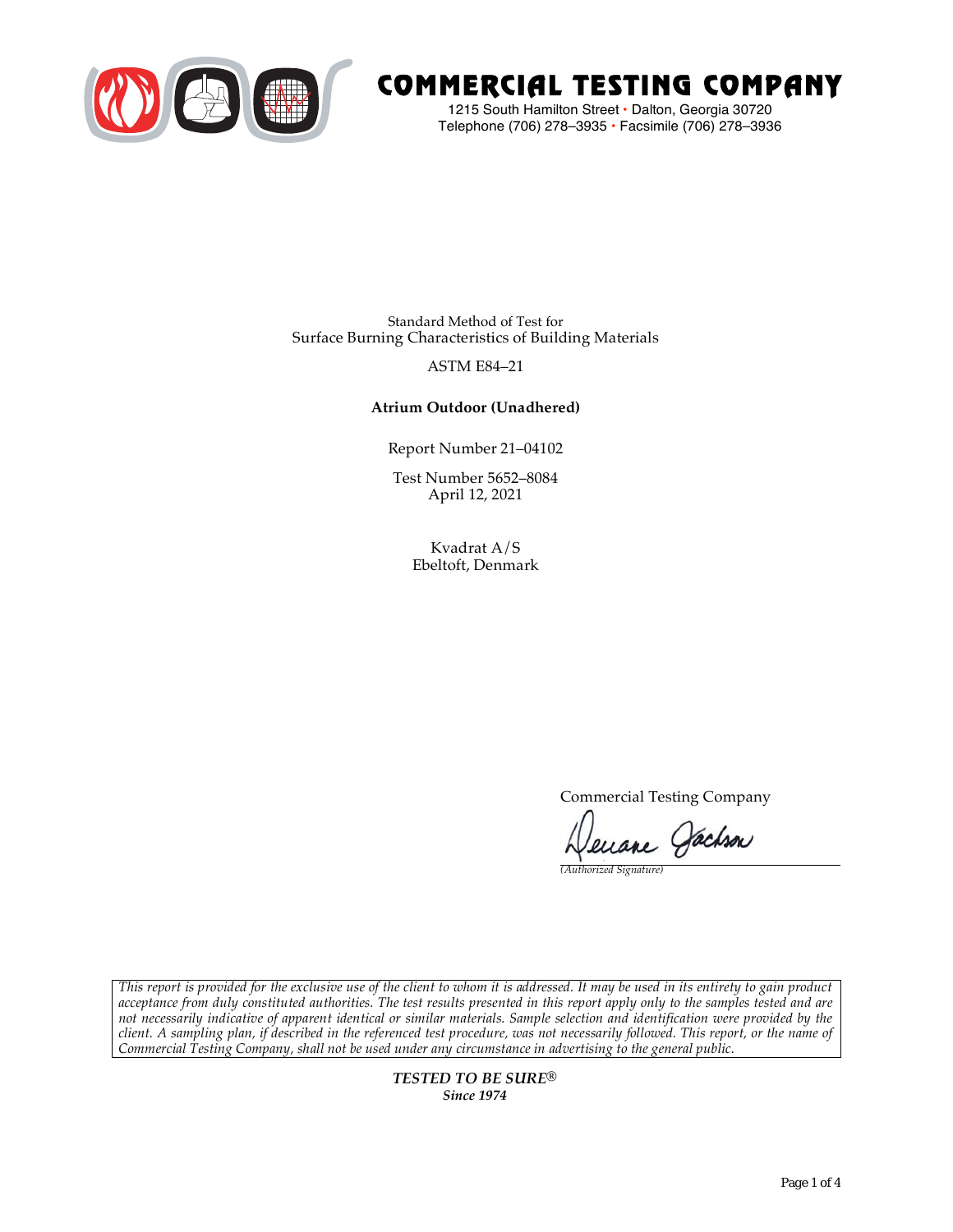# COMMERCIAL TESTING COMPANY

1215 South Hamilton Street • Dalton, Georgia 30720
Telephone (706) 278–3935 • Facsimile (706) 278–3936

Standard Method of Test for
Surface Burning Characteristics of Building Materials

ASTM E84–21

**Atrium Outdoor (Unadhered)**

Report Number 21–04102

Test Number 5652–8084
April 12, 2021

Kvadrat A/S
Ebeltoft, Denmark

Commercial Testing Company

Deuane Jackson
*(Authorized Signature)*

*This report is provided for the exclusive use of the client to whom it is addressed. It may be used in its entirety to gain product acceptance from duly constituted authorities. The test results presented in this report apply only to the samples tested and are not necessarily indicative of apparent identical or similar materials. Sample selection and identification were provided by the client. A sampling plan, if described in the referenced test procedure, was not necessarily followed. This report, or the name of Commercial Testing Company, shall not be used under any circumstance in advertising to the general public.*

***TESTED TO BE SURE®***
***Since 1974***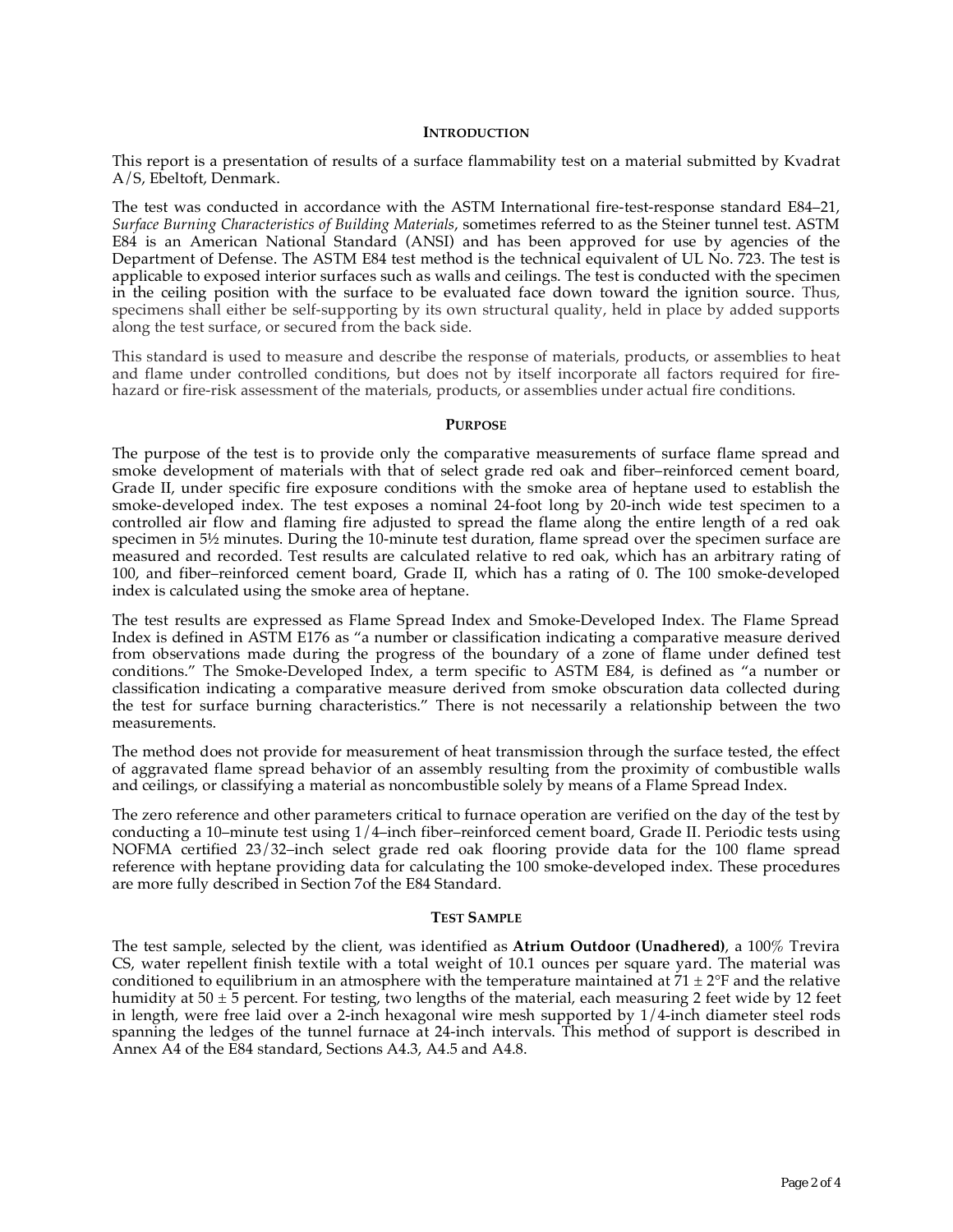## INTRODUCTION

This report is a presentation of results of a surface flammability test on a material submitted by Kvadrat A/S, Ebeltoft, Denmark.

The test was conducted in accordance with the ASTM International fire-test-response standard E84–21, *Surface Burning Characteristics of Building Materials*, sometimes referred to as the Steiner tunnel test. ASTM E84 is an American National Standard (ANSI) and has been approved for use by agencies of the Department of Defense. The ASTM E84 test method is the technical equivalent of UL No. 723. The test is applicable to exposed interior surfaces such as walls and ceilings. The test is conducted with the specimen in the ceiling position with the surface to be evaluated face down toward the ignition source. Thus, specimens shall either be self-supporting by its own structural quality, held in place by added supports along the test surface, or secured from the back side.

This standard is used to measure and describe the response of materials, products, or assemblies to heat and flame under controlled conditions, but does not by itself incorporate all factors required for fire-hazard or fire-risk assessment of the materials, products, or assemblies under actual fire conditions.

## PURPOSE

The purpose of the test is to provide only the comparative measurements of surface flame spread and smoke development of materials with that of select grade red oak and fiber–reinforced cement board, Grade II, under specific fire exposure conditions with the smoke area of heptane used to establish the smoke-developed index. The test exposes a nominal 24-foot long by 20-inch wide test specimen to a controlled air flow and flaming fire adjusted to spread the flame along the entire length of a red oak specimen in 5½ minutes. During the 10-minute test duration, flame spread over the specimen surface are measured and recorded. Test results are calculated relative to red oak, which has an arbitrary rating of 100, and fiber–reinforced cement board, Grade II, which has a rating of 0. The 100 smoke-developed index is calculated using the smoke area of heptane.

The test results are expressed as Flame Spread Index and Smoke-Developed Index. The Flame Spread Index is defined in ASTM E176 as "a number or classification indicating a comparative measure derived from observations made during the progress of the boundary of a zone of flame under defined test conditions." The Smoke-Developed Index, a term specific to ASTM E84, is defined as "a number or classification indicating a comparative measure derived from smoke obscuration data collected during the test for surface burning characteristics." There is not necessarily a relationship between the two measurements.

The method does not provide for measurement of heat transmission through the surface tested, the effect of aggravated flame spread behavior of an assembly resulting from the proximity of combustible walls and ceilings, or classifying a material as noncombustible solely by means of a Flame Spread Index.

The zero reference and other parameters critical to furnace operation are verified on the day of the test by conducting a 10–minute test using 1/4–inch fiber–reinforced cement board, Grade II. Periodic tests using NOFMA certified 23/32–inch select grade red oak flooring provide data for the 100 flame spread reference with heptane providing data for calculating the 100 smoke-developed index. These procedures are more fully described in Section 7of the E84 Standard.

## TEST SAMPLE

The test sample, selected by the client, was identified as **Atrium Outdoor (Unadhered)**, a 100% Trevira CS, water repellent finish textile with a total weight of 10.1 ounces per square yard. The material was conditioned to equilibrium in an atmosphere with the temperature maintained at 71 ± 2°F and the relative humidity at 50 ± 5 percent. For testing, two lengths of the material, each measuring 2 feet wide by 12 feet in length, were free laid over a 2-inch hexagonal wire mesh supported by 1/4-inch diameter steel rods spanning the ledges of the tunnel furnace at 24-inch intervals. This method of support is described in Annex A4 of the E84 standard, Sections A4.3, A4.5 and A4.8.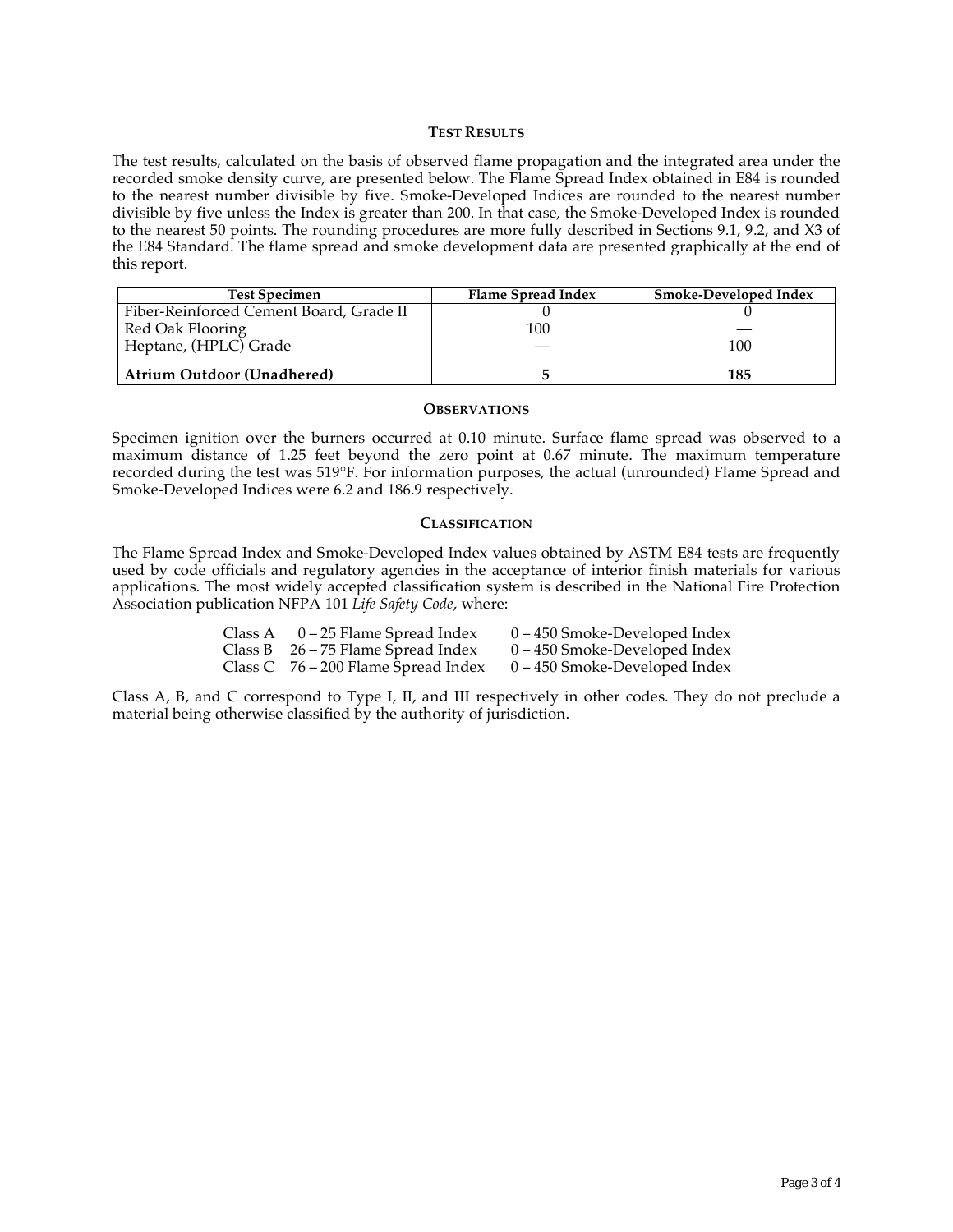## TEST RESULTS

The test results, calculated on the basis of observed flame propagation and the integrated area under the recorded smoke density curve, are presented below. The Flame Spread Index obtained in E84 is rounded to the nearest number divisible by five. Smoke-Developed Indices are rounded to the nearest number divisible by five unless the Index is greater than 200. In that case, the Smoke-Developed Index is rounded to the nearest 50 points. The rounding procedures are more fully described in Sections 9.1, 9.2, and X3 of the E84 Standard. The flame spread and smoke development data are presented graphically at the end of this report.

| Test Specimen | Flame Spread Index | Smoke-Developed Index |
|---|---|---|
| Fiber-Reinforced Cement Board, Grade II | 0 | 0 |
| Red Oak Flooring | 100 | — |
| Heptane, (HPLC) Grade | — | 100 |
| **Atrium Outdoor (Unadhered)** | **5** | **185** |

## OBSERVATIONS

Specimen ignition over the burners occurred at 0.10 minute. Surface flame spread was observed to a maximum distance of 1.25 feet beyond the zero point at 0.67 minute. The maximum temperature recorded during the test was 519°F. For information purposes, the actual (unrounded) Flame Spread and Smoke-Developed Indices were 6.2 and 186.9 respectively.

## CLASSIFICATION

The Flame Spread Index and Smoke-Developed Index values obtained by ASTM E84 tests are frequently used by code officials and regulatory agencies in the acceptance of interior finish materials for various applications. The most widely accepted classification system is described in the National Fire Protection Association publication NFPA 101 *Life Safety Code*, where:

| | | |
|---|---|---|
| Class A | 0 – 25 Flame Spread Index | 0 – 450 Smoke-Developed Index |
| Class B | 26 – 75 Flame Spread Index | 0 – 450 Smoke-Developed Index |
| Class C | 76 – 200 Flame Spread Index | 0 – 450 Smoke-Developed Index |

Class A, B, and C correspond to Type I, II, and III respectively in other codes. They do not preclude a material being otherwise classified by the authority of jurisdiction.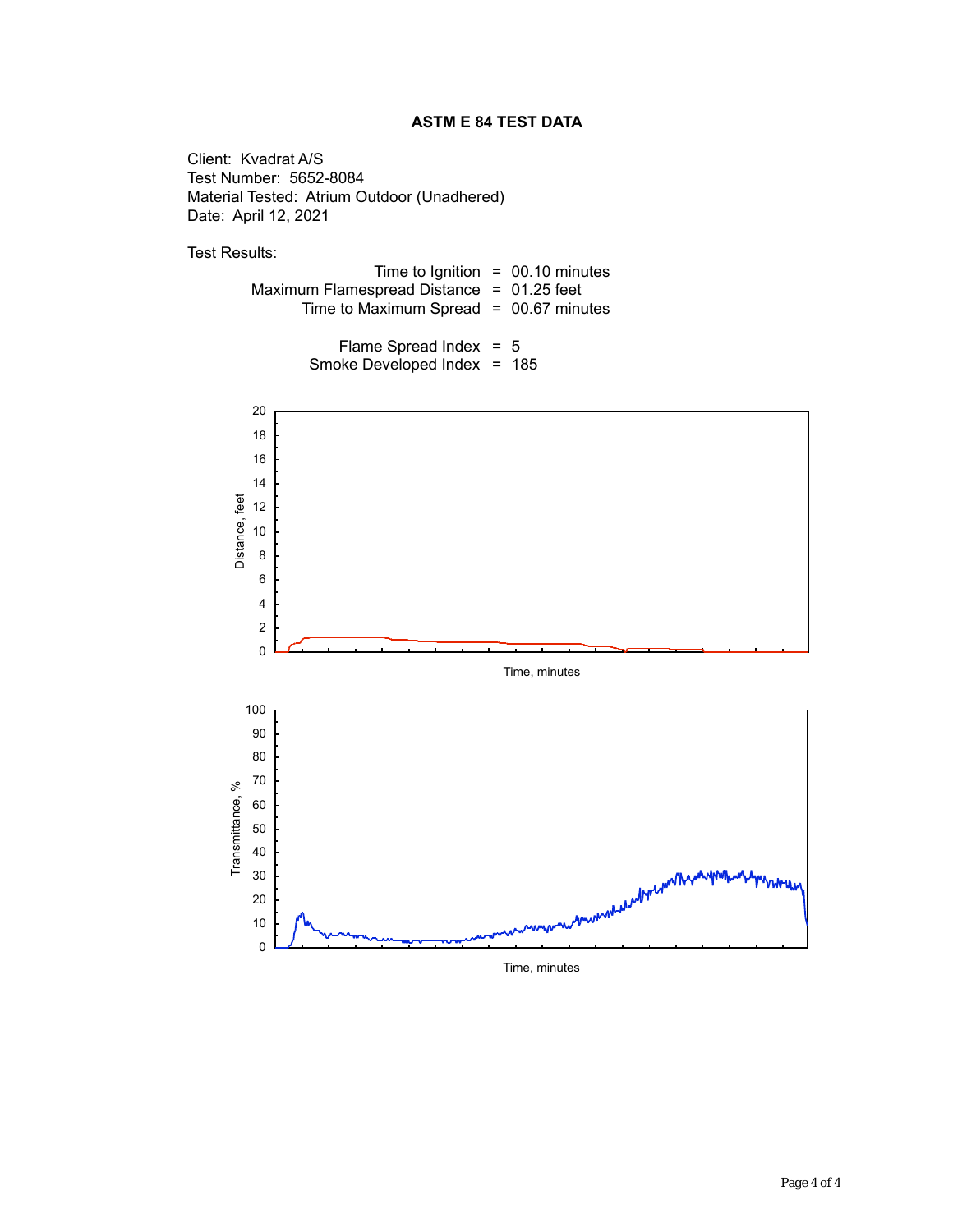# ASTM E 84 TEST DATA

Client: Kvadrat A/S
Test Number: 5652-8084
Material Tested: Atrium Outdoor (Unadhered)
Date: April 12, 2021

Test Results:

Time to Ignition = 00.10 minutes
Maximum Flamespread Distance = 01.25 feet
Time to Maximum Spread = 00.67 minutes

Flame Spread Index = 5
Smoke Developed Index = 185

Distance, feet
20
18
16
14
12
10
8
6
4
2
0
Time, minutes

Transmittance, %
100
90
80
70
60
50
40
30
20
10
0
Time, minutes